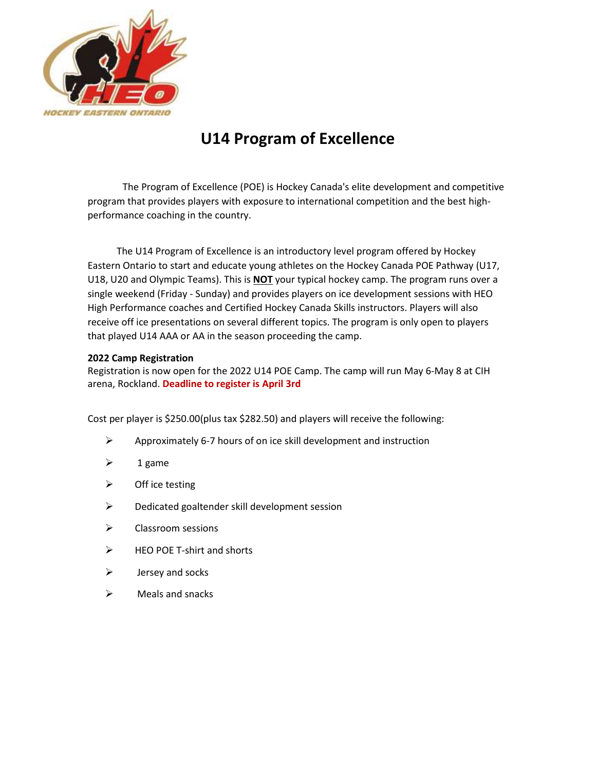# U14 Program of Excellence

The Program of Excellence (POE) is Hockey Canada's elite development and competitive program that provides players with exposure to international competition and the best high-performance coaching in the country.

The U14 Program of Excellence is an introductory level program offered by Hockey Eastern Ontario to start and educate young athletes on the Hockey Canada POE Pathway (U17, U18, U20 and Olympic Teams). This is **NOT** your typical hockey camp. The program runs over a single weekend (Friday - Sunday) and provides players on ice development sessions with HEO High Performance coaches and Certified Hockey Canada Skills instructors. Players will also receive off ice presentations on several different topics. The program is only open to players that played U14 AAA or AA in the season proceeding the camp.

**2022 Camp Registration**

Registration is now open for the 2022 U14 POE Camp. The camp will run May 6-May 8 at CIH arena, Rockland. **Deadline to register is April 3rd**

Cost per player is $250.00(plus tax $282.50) and players will receive the following:

- Approximately 6-7 hours of on ice skill development and instruction
- 1 game
- Off ice testing
- Dedicated goaltender skill development session
- Classroom sessions
- HEO POE T-shirt and shorts
- Jersey and socks
- Meals and snacks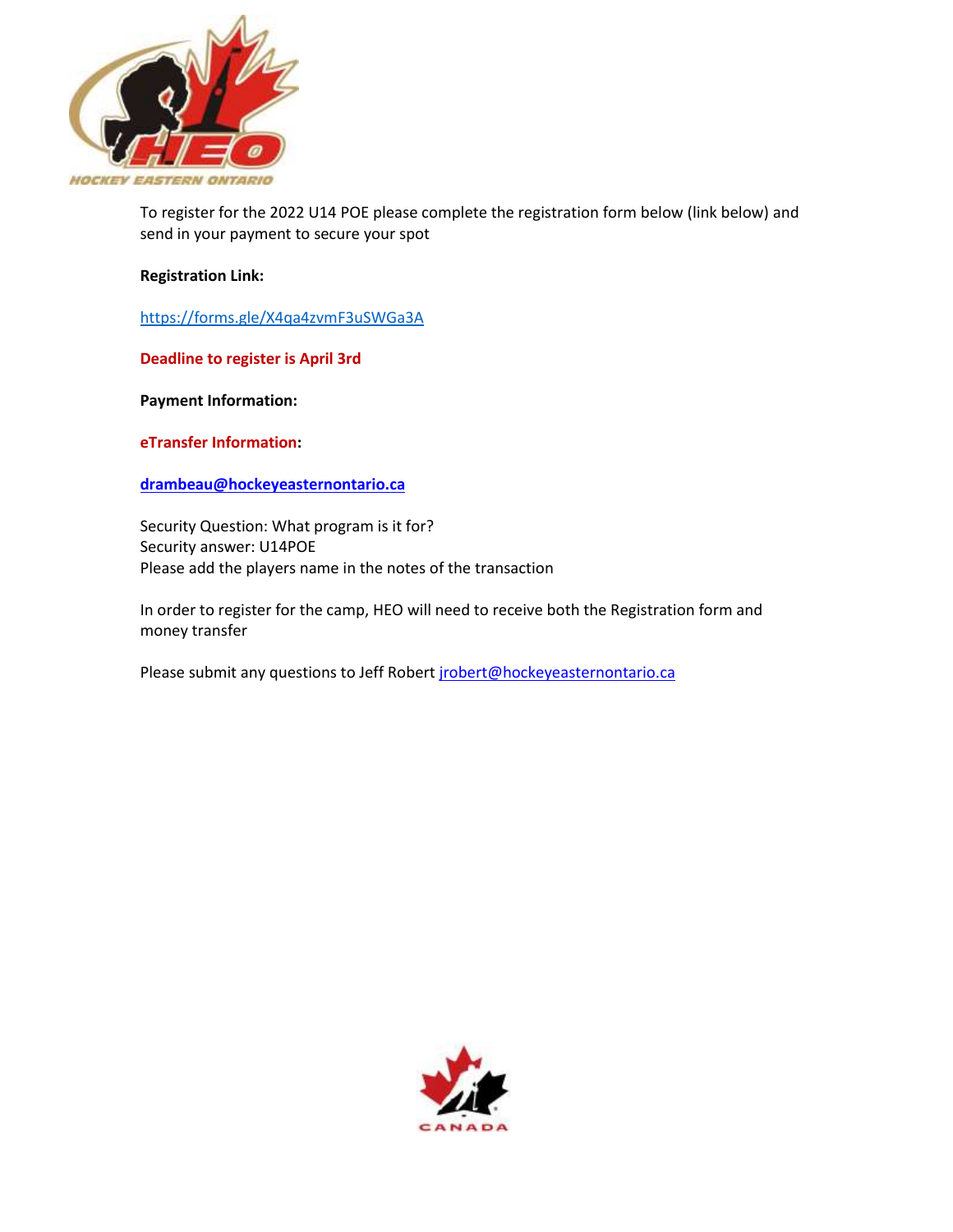To register for the 2022 U14 POE please complete the registration form below (link below) and send in your payment to secure your spot

**Registration Link:**

https://forms.gle/X4qa4zvmF3uSWGa3A

**Deadline to register is April 3rd**

**Payment Information:**

**eTransfer Information:**

**drambeau@hockeyeasternontario.ca**

Security Question: What program is it for?
Security answer: U14POE
Please add the players name in the notes of the transaction

In order to register for the camp, HEO will need to receive both the Registration form and money transfer

Please submit any questions to Jeff Robert jrobert@hockeyeasternontario.ca